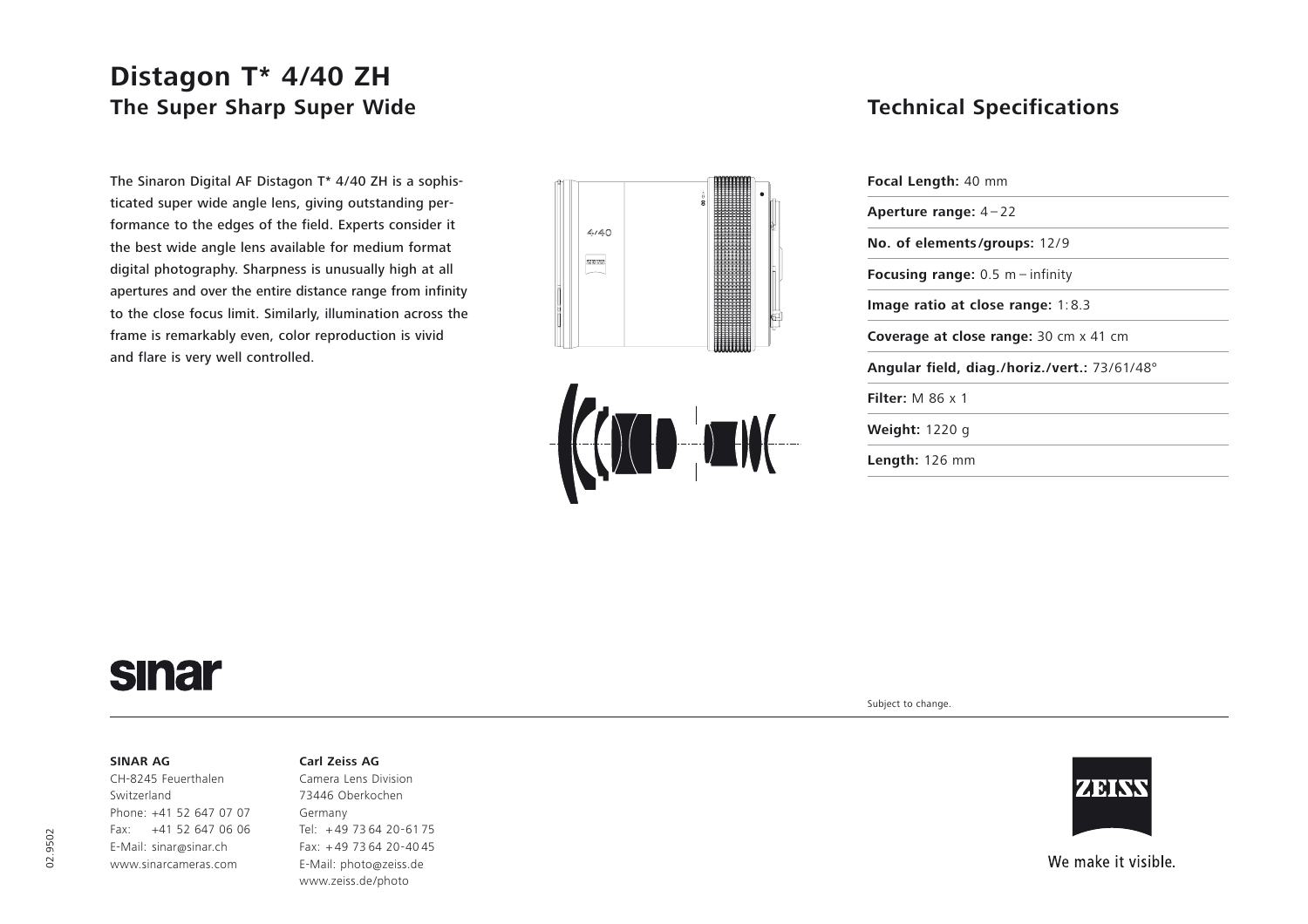# Distagon T* 4/40 ZH

## The Super Sharp Super Wide

The Sinaron Digital AF Distagon T* 4/40 ZH is a sophisticated super wide angle lens, giving outstanding performance to the edges of the field. Experts consider it the best wide angle lens available for medium format digital photography. Sharpness is unusually high at all apertures and over the entire distance range from infinity to the close focus limit. Similarly, illumination across the frame is remarkably even, color reproduction is vivid and flare is very well controlled.

## Technical Specifications

**Focal Length:** 40 mm

**Aperture range:** 4 – 22

**No. of elements/groups:** 12/9

**Focusing range:** 0.5 m – infinity

**Image ratio at close range:** 1: 8.3

**Coverage at close range:** 30 cm x 41 cm

**Angular field, diag./horiz./vert.:** 73/61/48°

**Filter:** M 86 x 1

**Weight:** 1220 g

**Length:** 126 mm

sinar

Subject to change.

**SINAR AG**
CH-8245 Feuerthalen
Switzerland
Phone: +41 52 647 07 07
Fax: +41 52 647 06 06
E-Mail: sinar@sinar.ch
www.sinarcameras.com

**Carl Zeiss AG**
Camera Lens Division
73446 Oberkochen
Germany
Tel: +49 73 64 20-61 75
Fax: +49 73 64 20-40 45
E-Mail: photo@zeiss.de
www.zeiss.de/photo

ZEISS

We make it visible.

02.9502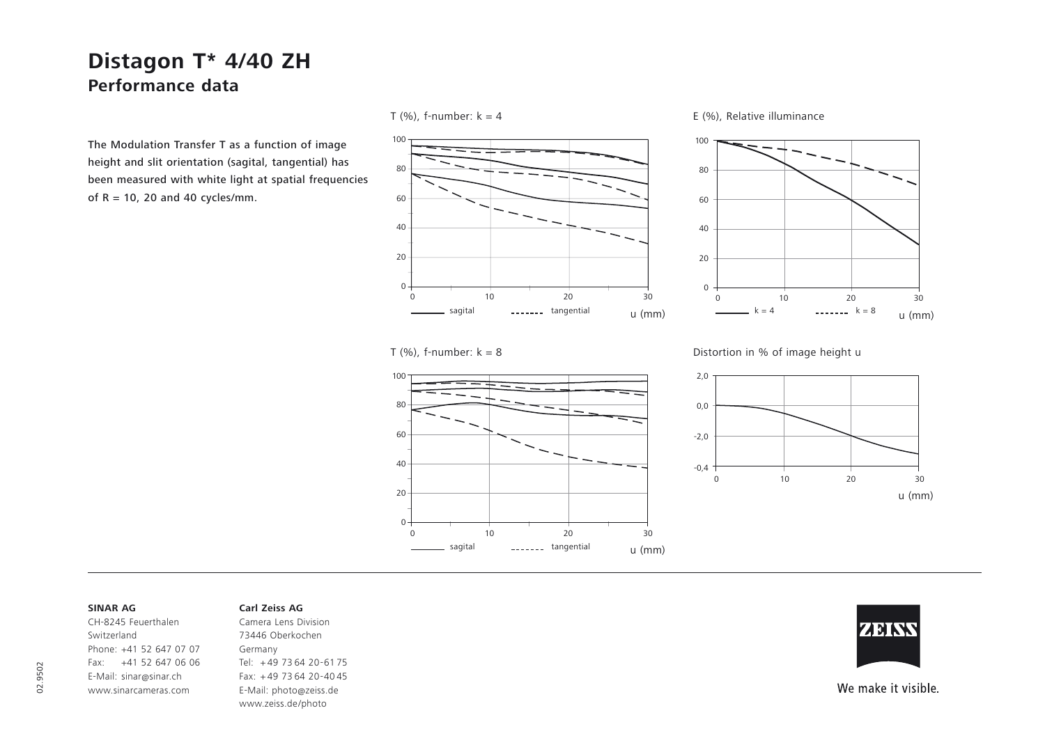# Distagon T* 4/40 ZH

## Performance data

The Modulation Transfer T as a function of image height and slit orientation (sagital, tangential) has been measured with white light at spatial frequencies of R = 10, 20 and 40 cycles/mm.

T (%), f-number: k = 4

100
80
60
40
20
0
0 10 20 30
sagital tangential u (mm)

E (%), Relative illuminance

100
80
60
40
20
0
0 10 20 30
k = 4 k = 8 u (mm)

T (%), f-number: k = 8

100
80
60
40
20
0
0 10 20 30
sagital tangential u (mm)

Distortion in % of image height u

2,0
0,0
-2,0
-0,4
0 10 20 30
u (mm)

**SINAR AG**
CH-8245 Feuerthalen
Switzerland
Phone: +41 52 647 07 07
Fax: +41 52 647 06 06
E-Mail: sinar@sinar.ch
www.sinarcameras.com

**Carl Zeiss AG**
Camera Lens Division
73446 Oberkochen
Germany
Tel: +49 73 64 20-61 75
Fax: +49 73 64 20-40 45
E-Mail: photo@zeiss.de
www.zeiss.de/photo

ZEISS

We make it visible.

02.9502